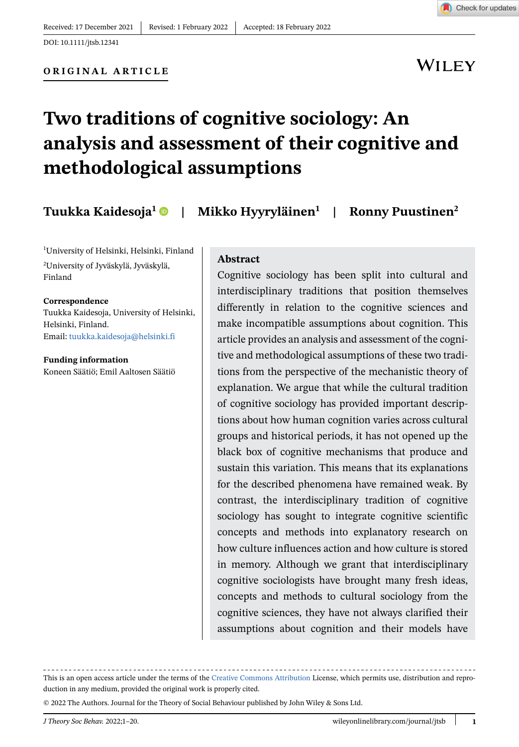Received: 17 December 2021 | Revised: 1 February 2022 | Accepted: 18 February 2022

DOI: 10.1111/jtsb.12341

ORIGINAL ARTICLE

# Two traditions of cognitive sociology: An analysis and assessment of their cognitive and methodological assumptions

**Tuukka Kaidesoja**[1] | **Mikko Hyyryläinen**[1] | **Ronny Puustinen**[2]

[1]University of Helsinki, Helsinki, Finland

[2]University of Jyväskylä, Jyväskylä, Finland

**Correspondence**
Tuukka Kaidesoja, University of Helsinki, Helsinki, Finland.
Email: tuukka.kaidesoja@helsinki.fi

**Funding information**
Koneen Säätiö; Emil Aaltosen Säätiö

## Abstract

Cognitive sociology has been split into cultural and interdisciplinary traditions that position themselves differently in relation to the cognitive sciences and make incompatible assumptions about cognition. This article provides an analysis and assessment of the cognitive and methodological assumptions of these two traditions from the perspective of the mechanistic theory of explanation. We argue that while the cultural tradition of cognitive sociology has provided important descriptions about how human cognition varies across cultural groups and historical periods, it has not opened up the black box of cognitive mechanisms that produce and sustain this variation. This means that its explanations for the described phenomena have remained weak. By contrast, the interdisciplinary tradition of cognitive sociology has sought to integrate cognitive scientific concepts and methods into explanatory research on how culture influences action and how culture is stored in memory. Although we grant that interdisciplinary cognitive sociologists have brought many fresh ideas, concepts and methods to cultural sociology from the cognitive sciences, they have not always clarified their assumptions about cognition and their models have

This is an open access article under the terms of the Creative Commons Attribution License, which permits use, distribution and reproduction in any medium, provided the original work is properly cited.

© 2022 The Authors. Journal for the Theory of Social Behaviour published by John Wiley & Sons Ltd.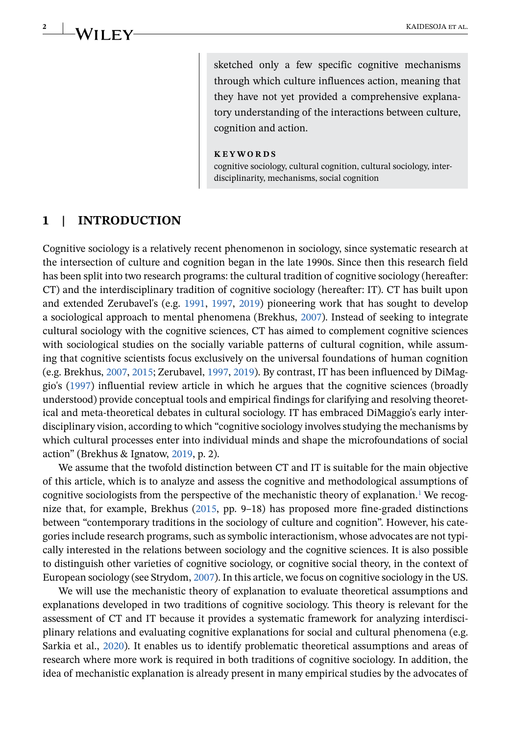sketched only a few specific cognitive mechanisms through which culture influences action, meaning that they have not yet provided a comprehensive explanatory understanding of the interactions between culture, cognition and action.

**KEYWORDS**

cognitive sociology, cultural cognition, cultural sociology, interdisciplinarity, mechanisms, social cognition

## 1 | INTRODUCTION

Cognitive sociology is a relatively recent phenomenon in sociology, since systematic research at the intersection of culture and cognition began in the late 1990s. Since then this research field has been split into two research programs: the cultural tradition of cognitive sociology (hereafter: CT) and the interdisciplinary tradition of cognitive sociology (hereafter: IT). CT has built upon and extended Zerubavel's (e.g. 1991, 1997, 2019) pioneering work that has sought to develop a sociological approach to mental phenomena (Brekhus, 2007). Instead of seeking to integrate cultural sociology with the cognitive sciences, CT has aimed to complement cognitive sciences with sociological studies on the socially variable patterns of cultural cognition, while assuming that cognitive scientists focus exclusively on the universal foundations of human cognition (e.g. Brekhus, 2007, 2015; Zerubavel, 1997, 2019). By contrast, IT has been influenced by DiMaggio's (1997) influential review article in which he argues that the cognitive sciences (broadly understood) provide conceptual tools and empirical findings for clarifying and resolving theoretical and meta-theoretical debates in cultural sociology. IT has embraced DiMaggio's early interdisciplinary vision, according to which "cognitive sociology involves studying the mechanisms by which cultural processes enter into individual minds and shape the microfoundations of social action" (Brekhus & Ignatow, 2019, p. 2).

We assume that the twofold distinction between CT and IT is suitable for the main objective of this article, which is to analyze and assess the cognitive and methodological assumptions of cognitive sociologists from the perspective of the mechanistic theory of explanation.[1] We recognize that, for example, Brekhus (2015, pp. 9–18) has proposed more fine-graded distinctions between "contemporary traditions in the sociology of culture and cognition". However, his categories include research programs, such as symbolic interactionism, whose advocates are not typically interested in the relations between sociology and the cognitive sciences. It is also possible to distinguish other varieties of cognitive sociology, or cognitive social theory, in the context of European sociology (see Strydom, 2007). In this article, we focus on cognitive sociology in the US.

We will use the mechanistic theory of explanation to evaluate theoretical assumptions and explanations developed in two traditions of cognitive sociology. This theory is relevant for the assessment of CT and IT because it provides a systematic framework for analyzing interdisciplinary relations and evaluating cognitive explanations for social and cultural phenomena (e.g. Sarkia et al., 2020). It enables us to identify problematic theoretical assumptions and areas of research where more work is required in both traditions of cognitive sociology. In addition, the idea of mechanistic explanation is already present in many empirical studies by the advocates of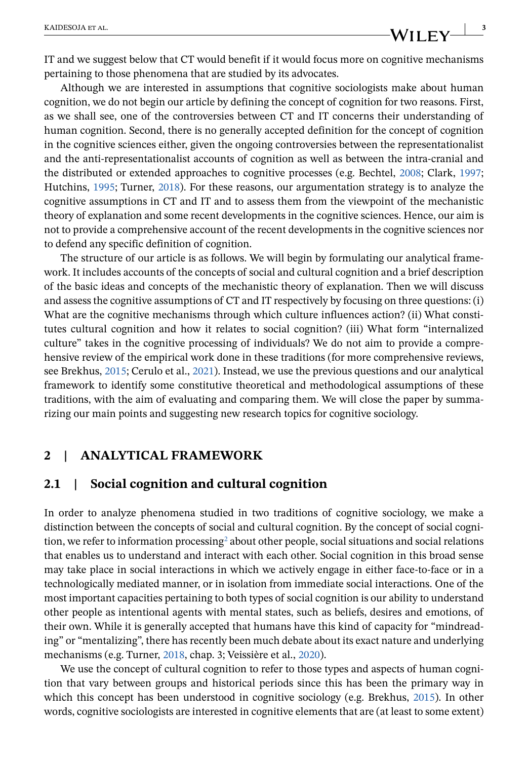IT and we suggest below that CT would benefit if it would focus more on cognitive mechanisms pertaining to those phenomena that are studied by its advocates.

Although we are interested in assumptions that cognitive sociologists make about human cognition, we do not begin our article by defining the concept of cognition for two reasons. First, as we shall see, one of the controversies between CT and IT concerns their understanding of human cognition. Second, there is no generally accepted definition for the concept of cognition in the cognitive sciences either, given the ongoing controversies between the representationalist and the anti-representationalist accounts of cognition as well as between the intra-cranial and the distributed or extended approaches to cognitive processes (e.g. Bechtel, 2008; Clark, 1997; Hutchins, 1995; Turner, 2018). For these reasons, our argumentation strategy is to analyze the cognitive assumptions in CT and IT and to assess them from the viewpoint of the mechanistic theory of explanation and some recent developments in the cognitive sciences. Hence, our aim is not to provide a comprehensive account of the recent developments in the cognitive sciences nor to defend any specific definition of cognition.

The structure of our article is as follows. We will begin by formulating our analytical framework. It includes accounts of the concepts of social and cultural cognition and a brief description of the basic ideas and concepts of the mechanistic theory of explanation. Then we will discuss and assess the cognitive assumptions of CT and IT respectively by focusing on three questions: (i) What are the cognitive mechanisms through which culture influences action? (ii) What constitutes cultural cognition and how it relates to social cognition? (iii) What form "internalized culture" takes in the cognitive processing of individuals? We do not aim to provide a comprehensive review of the empirical work done in these traditions (for more comprehensive reviews, see Brekhus, 2015; Cerulo et al., 2021). Instead, we use the previous questions and our analytical framework to identify some constitutive theoretical and methodological assumptions of these traditions, with the aim of evaluating and comparing them. We will close the paper by summarizing our main points and suggesting new research topics for cognitive sociology.

## 2 | ANALYTICAL FRAMEWORK

### 2.1 | Social cognition and cultural cognition

In order to analyze phenomena studied in two traditions of cognitive sociology, we make a distinction between the concepts of social and cultural cognition. By the concept of social cognition, we refer to information processing[2] about other people, social situations and social relations that enables us to understand and interact with each other. Social cognition in this broad sense may take place in social interactions in which we actively engage in either face-to-face or in a technologically mediated manner, or in isolation from immediate social interactions. One of the most important capacities pertaining to both types of social cognition is our ability to understand other people as intentional agents with mental states, such as beliefs, desires and emotions, of their own. While it is generally accepted that humans have this kind of capacity for "mindreading" or "mentalizing", there has recently been much debate about its exact nature and underlying mechanisms (e.g. Turner, 2018, chap. 3; Veissière et al., 2020).

We use the concept of cultural cognition to refer to those types and aspects of human cognition that vary between groups and historical periods since this has been the primary way in which this concept has been understood in cognitive sociology (e.g. Brekhus, 2015). In other words, cognitive sociologists are interested in cognitive elements that are (at least to some extent)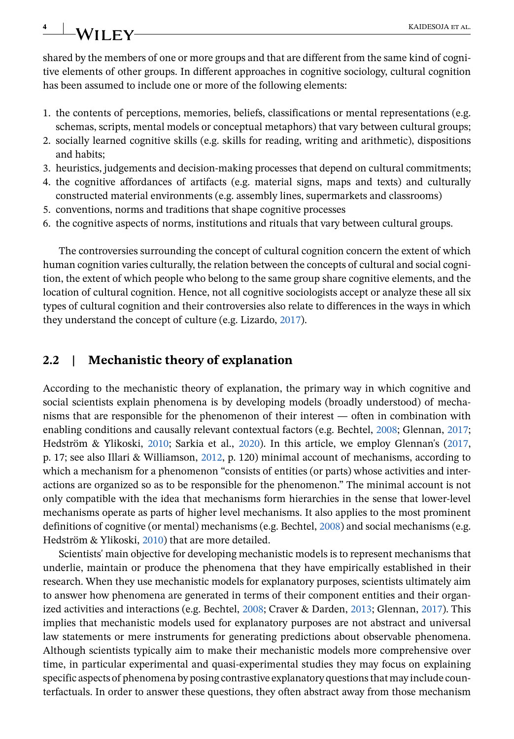shared by the members of one or more groups and that are different from the same kind of cognitive elements of other groups. In different approaches in cognitive sociology, cultural cognition has been assumed to include one or more of the following elements:

1. the contents of perceptions, memories, beliefs, classifications or mental representations (e.g. schemas, scripts, mental models or conceptual metaphors) that vary between cultural groups;
2. socially learned cognitive skills (e.g. skills for reading, writing and arithmetic), dispositions and habits;
3. heuristics, judgements and decision-making processes that depend on cultural commitments;
4. the cognitive affordances of artifacts (e.g. material signs, maps and texts) and culturally constructed material environments (e.g. assembly lines, supermarkets and classrooms)
5. conventions, norms and traditions that shape cognitive processes
6. the cognitive aspects of norms, institutions and rituals that vary between cultural groups.

The controversies surrounding the concept of cultural cognition concern the extent of which human cognition varies culturally, the relation between the concepts of cultural and social cognition, the extent of which people who belong to the same group share cognitive elements, and the location of cultural cognition. Hence, not all cognitive sociologists accept or analyze these all six types of cultural cognition and their controversies also relate to differences in the ways in which they understand the concept of culture (e.g. Lizardo, 2017).

## 2.2 | Mechanistic theory of explanation

According to the mechanistic theory of explanation, the primary way in which cognitive and social scientists explain phenomena is by developing models (broadly understood) of mechanisms that are responsible for the phenomenon of their interest — often in combination with enabling conditions and causally relevant contextual factors (e.g. Bechtel, 2008; Glennan, 2017; Hedström & Ylikoski, 2010; Sarkia et al., 2020). In this article, we employ Glennan's (2017, p. 17; see also Illari & Williamson, 2012, p. 120) minimal account of mechanisms, according to which a mechanism for a phenomenon "consists of entities (or parts) whose activities and interactions are organized so as to be responsible for the phenomenon." The minimal account is not only compatible with the idea that mechanisms form hierarchies in the sense that lower-level mechanisms operate as parts of higher level mechanisms. It also applies to the most prominent definitions of cognitive (or mental) mechanisms (e.g. Bechtel, 2008) and social mechanisms (e.g. Hedström & Ylikoski, 2010) that are more detailed.

Scientists' main objective for developing mechanistic models is to represent mechanisms that underlie, maintain or produce the phenomena that they have empirically established in their research. When they use mechanistic models for explanatory purposes, scientists ultimately aim to answer how phenomena are generated in terms of their component entities and their organized activities and interactions (e.g. Bechtel, 2008; Craver & Darden, 2013; Glennan, 2017). This implies that mechanistic models used for explanatory purposes are not abstract and universal law statements or mere instruments for generating predictions about observable phenomena. Although scientists typically aim to make their mechanistic models more comprehensive over time, in particular experimental and quasi-experimental studies they may focus on explaining specific aspects of phenomena by posing contrastive explanatory questions that may include counterfactuals. In order to answer these questions, they often abstract away from those mechanism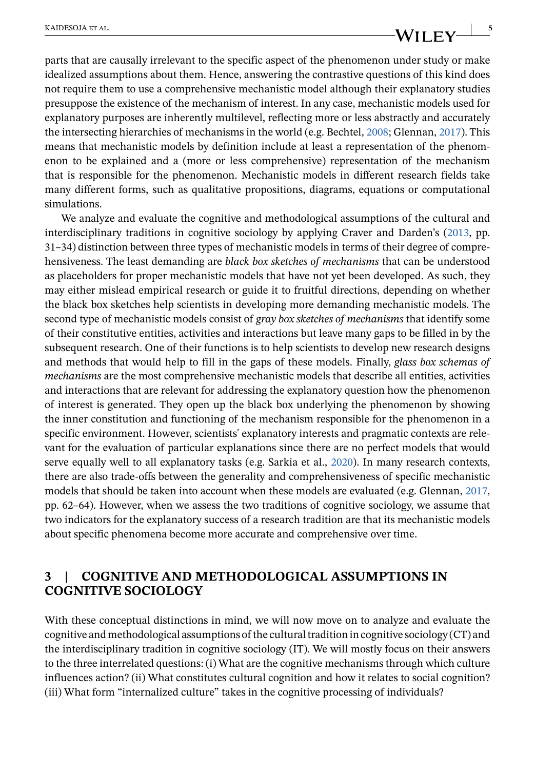parts that are causally irrelevant to the specific aspect of the phenomenon under study or make idealized assumptions about them. Hence, answering the contrastive questions of this kind does not require them to use a comprehensive mechanistic model although their explanatory studies presuppose the existence of the mechanism of interest. In any case, mechanistic models used for explanatory purposes are inherently multilevel, reflecting more or less abstractly and accurately the intersecting hierarchies of mechanisms in the world (e.g. Bechtel, 2008; Glennan, 2017). This means that mechanistic models by definition include at least a representation of the phenomenon to be explained and a (more or less comprehensive) representation of the mechanism that is responsible for the phenomenon. Mechanistic models in different research fields take many different forms, such as qualitative propositions, diagrams, equations or computational simulations.

We analyze and evaluate the cognitive and methodological assumptions of the cultural and interdisciplinary traditions in cognitive sociology by applying Craver and Darden's (2013, pp. 31–34) distinction between three types of mechanistic models in terms of their degree of comprehensiveness. The least demanding are *black box sketches of mechanisms* that can be understood as placeholders for proper mechanistic models that have not yet been developed. As such, they may either mislead empirical research or guide it to fruitful directions, depending on whether the black box sketches help scientists in developing more demanding mechanistic models. The second type of mechanistic models consist of *gray box sketches of mechanisms* that identify some of their constitutive entities, activities and interactions but leave many gaps to be filled in by the subsequent research. One of their functions is to help scientists to develop new research designs and methods that would help to fill in the gaps of these models. Finally, *glass box schemas of mechanisms* are the most comprehensive mechanistic models that describe all entities, activities and interactions that are relevant for addressing the explanatory question how the phenomenon of interest is generated. They open up the black box underlying the phenomenon by showing the inner constitution and functioning of the mechanism responsible for the phenomenon in a specific environment. However, scientists' explanatory interests and pragmatic contexts are relevant for the evaluation of particular explanations since there are no perfect models that would serve equally well to all explanatory tasks (e.g. Sarkia et al., 2020). In many research contexts, there are also trade-offs between the generality and comprehensiveness of specific mechanistic models that should be taken into account when these models are evaluated (e.g. Glennan, 2017, pp. 62–64). However, when we assess the two traditions of cognitive sociology, we assume that two indicators for the explanatory success of a research tradition are that its mechanistic models about specific phenomena become more accurate and comprehensive over time.

## 3 | COGNITIVE AND METHODOLOGICAL ASSUMPTIONS IN COGNITIVE SOCIOLOGY

With these conceptual distinctions in mind, we will now move on to analyze and evaluate the cognitive and methodological assumptions of the cultural tradition in cognitive sociology (CT) and the interdisciplinary tradition in cognitive sociology (IT). We will mostly focus on their answers to the three interrelated questions: (i) What are the cognitive mechanisms through which culture influences action? (ii) What constitutes cultural cognition and how it relates to social cognition? (iii) What form "internalized culture" takes in the cognitive processing of individuals?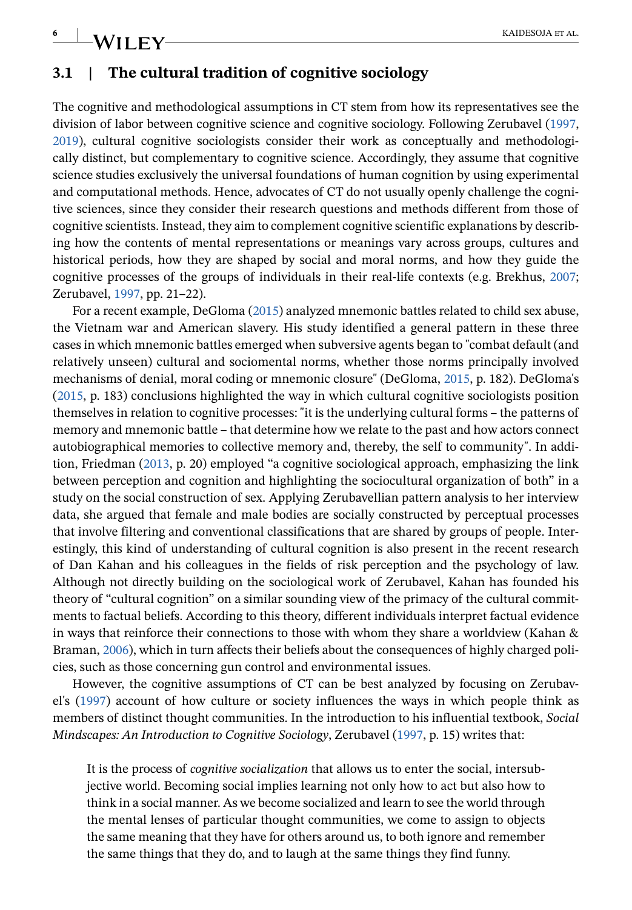## 3.1 | The cultural tradition of cognitive sociology

The cognitive and methodological assumptions in CT stem from how its representatives see the division of labor between cognitive science and cognitive sociology. Following Zerubavel (1997, 2019), cultural cognitive sociologists consider their work as conceptually and methodologically distinct, but complementary to cognitive science. Accordingly, they assume that cognitive science studies exclusively the universal foundations of human cognition by using experimental and computational methods. Hence, advocates of CT do not usually openly challenge the cognitive sciences, since they consider their research questions and methods different from those of cognitive scientists. Instead, they aim to complement cognitive scientific explanations by describing how the contents of mental representations or meanings vary across groups, cultures and historical periods, how they are shaped by social and moral norms, and how they guide the cognitive processes of the groups of individuals in their real-life contexts (e.g. Brekhus, 2007; Zerubavel, 1997, pp. 21–22).

For a recent example, DeGloma (2015) analyzed mnemonic battles related to child sex abuse, the Vietnam war and American slavery. His study identified a general pattern in these three cases in which mnemonic battles emerged when subversive agents began to "combat default (and relatively unseen) cultural and sociomental norms, whether those norms principally involved mechanisms of denial, moral coding or mnemonic closure" (DeGloma, 2015, p. 182). DeGloma's (2015, p. 183) conclusions highlighted the way in which cultural cognitive sociologists position themselves in relation to cognitive processes: "it is the underlying cultural forms – the patterns of memory and mnemonic battle – that determine how we relate to the past and how actors connect autobiographical memories to collective memory and, thereby, the self to community". In addition, Friedman (2013, p. 20) employed "a cognitive sociological approach, emphasizing the link between perception and cognition and highlighting the sociocultural organization of both" in a study on the social construction of sex. Applying Zerubavellian pattern analysis to her interview data, she argued that female and male bodies are socially constructed by perceptual processes that involve filtering and conventional classifications that are shared by groups of people. Interestingly, this kind of understanding of cultural cognition is also present in the recent research of Dan Kahan and his colleagues in the fields of risk perception and the psychology of law. Although not directly building on the sociological work of Zerubavel, Kahan has founded his theory of "cultural cognition" on a similar sounding view of the primacy of the cultural commitments to factual beliefs. According to this theory, different individuals interpret factual evidence in ways that reinforce their connections to those with whom they share a worldview (Kahan & Braman, 2006), which in turn affects their beliefs about the consequences of highly charged policies, such as those concerning gun control and environmental issues.

However, the cognitive assumptions of CT can be best analyzed by focusing on Zerubavel's (1997) account of how culture or society influences the ways in which people think as members of distinct thought communities. In the introduction to his influential textbook, *Social Mindscapes: An Introduction to Cognitive Sociology*, Zerubavel (1997, p. 15) writes that:

> It is the process of *cognitive socialization* that allows us to enter the social, intersubjective world. Becoming social implies learning not only how to act but also how to think in a social manner. As we become socialized and learn to see the world through the mental lenses of particular thought communities, we come to assign to objects the same meaning that they have for others around us, to both ignore and remember the same things that they do, and to laugh at the same things they find funny.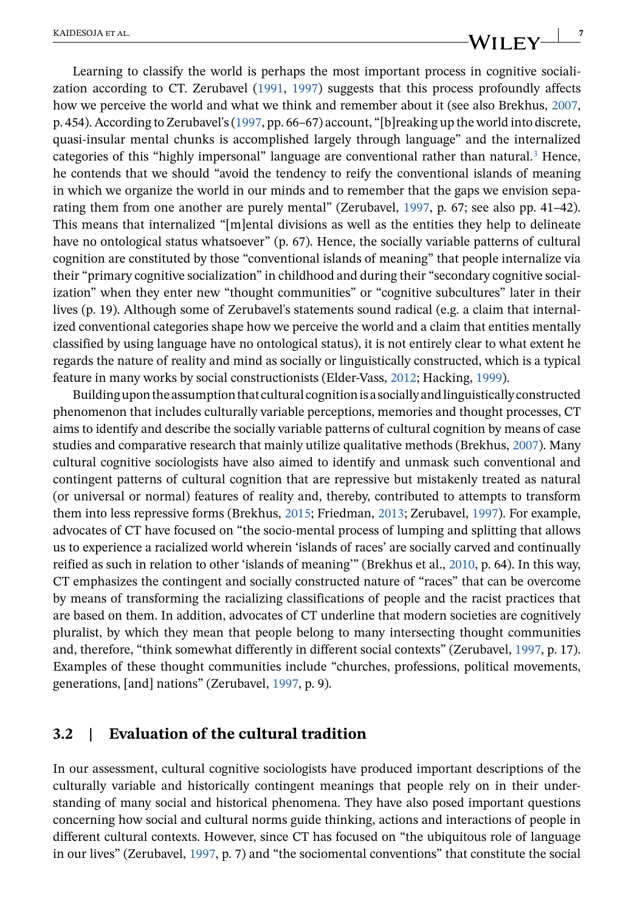Learning to classify the world is perhaps the most important process in cognitive socialization according to CT. Zerubavel (1991, 1997) suggests that this process profoundly affects how we perceive the world and what we think and remember about it (see also Brekhus, 2007, p. 454). According to Zerubavel's (1997, pp. 66–67) account, "[b]reaking up the world into discrete, quasi-insular mental chunks is accomplished largely through language" and the internalized categories of this "highly impersonal" language are conventional rather than natural.[3] Hence, he contends that we should "avoid the tendency to reify the conventional islands of meaning in which we organize the world in our minds and to remember that the gaps we envision separating them from one another are purely mental" (Zerubavel, 1997, p. 67; see also pp. 41–42). This means that internalized "[m]ental divisions as well as the entities they help to delineate have no ontological status whatsoever" (p. 67). Hence, the socially variable patterns of cultural cognition are constituted by those "conventional islands of meaning" that people internalize via their "primary cognitive socialization" in childhood and during their "secondary cognitive socialization" when they enter new "thought communities" or "cognitive subcultures" later in their lives (p. 19). Although some of Zerubavel's statements sound radical (e.g. a claim that internalized conventional categories shape how we perceive the world and a claim that entities mentally classified by using language have no ontological status), it is not entirely clear to what extent he regards the nature of reality and mind as socially or linguistically constructed, which is a typical feature in many works by social constructionists (Elder-Vass, 2012; Hacking, 1999).

Building upon the assumption that cultural cognition is a socially and linguistically constructed phenomenon that includes culturally variable perceptions, memories and thought processes, CT aims to identify and describe the socially variable patterns of cultural cognition by means of case studies and comparative research that mainly utilize qualitative methods (Brekhus, 2007). Many cultural cognitive sociologists have also aimed to identify and unmask such conventional and contingent patterns of cultural cognition that are repressive but mistakenly treated as natural (or universal or normal) features of reality and, thereby, contributed to attempts to transform them into less repressive forms (Brekhus, 2015; Friedman, 2013; Zerubavel, 1997). For example, advocates of CT have focused on "the socio-mental process of lumping and splitting that allows us to experience a racialized world wherein 'islands of races' are socially carved and continually reified as such in relation to other 'islands of meaning'" (Brekhus et al., 2010, p. 64). In this way, CT emphasizes the contingent and socially constructed nature of "races" that can be overcome by means of transforming the racializing classifications of people and the racist practices that are based on them. In addition, advocates of CT underline that modern societies are cognitively pluralist, by which they mean that people belong to many intersecting thought communities and, therefore, "think somewhat differently in different social contexts" (Zerubavel, 1997, p. 17). Examples of these thought communities include "churches, professions, political movements, generations, [and] nations" (Zerubavel, 1997, p. 9).

### 3.2 | Evaluation of the cultural tradition

In our assessment, cultural cognitive sociologists have produced important descriptions of the culturally variable and historically contingent meanings that people rely on in their understanding of many social and historical phenomena. They have also posed important questions concerning how social and cultural norms guide thinking, actions and interactions of people in different cultural contexts. However, since CT has focused on "the ubiquitous role of language in our lives" (Zerubavel, 1997, p. 7) and "the sociomental conventions" that constitute the social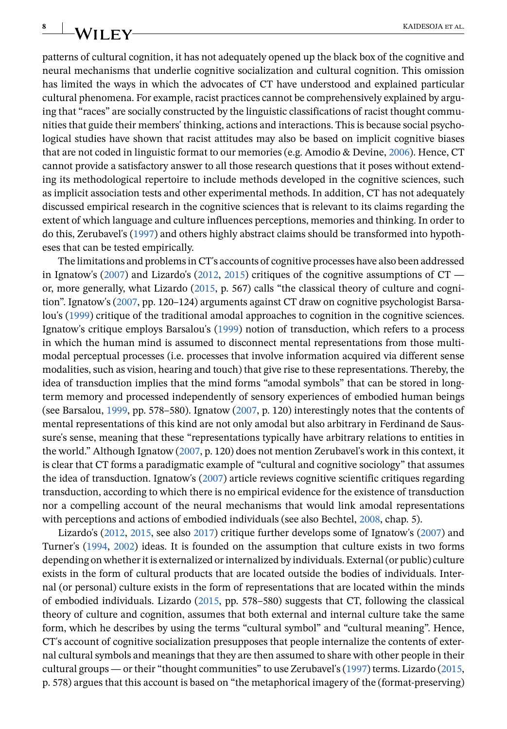patterns of cultural cognition, it has not adequately opened up the black box of the cognitive and neural mechanisms that underlie cognitive socialization and cultural cognition. This omission has limited the ways in which the advocates of CT have understood and explained particular cultural phenomena. For example, racist practices cannot be comprehensively explained by arguing that "races" are socially constructed by the linguistic classifications of racist thought communities that guide their members' thinking, actions and interactions. This is because social psychological studies have shown that racist attitudes may also be based on implicit cognitive biases that are not coded in linguistic format to our memories (e.g. Amodio & Devine, 2006). Hence, CT cannot provide a satisfactory answer to all those research questions that it poses without extending its methodological repertoire to include methods developed in the cognitive sciences, such as implicit association tests and other experimental methods. In addition, CT has not adequately discussed empirical research in the cognitive sciences that is relevant to its claims regarding the extent of which language and culture influences perceptions, memories and thinking. In order to do this, Zerubavel's (1997) and others highly abstract claims should be transformed into hypotheses that can be tested empirically.

The limitations and problems in CT's accounts of cognitive processes have also been addressed in Ignatow's (2007) and Lizardo's (2012, 2015) critiques of the cognitive assumptions of CT — or, more generally, what Lizardo (2015, p. 567) calls "the classical theory of culture and cognition". Ignatow's (2007, pp. 120–124) arguments against CT draw on cognitive psychologist Barsalou's (1999) critique of the traditional amodal approaches to cognition in the cognitive sciences. Ignatow's critique employs Barsalou's (1999) notion of transduction, which refers to a process in which the human mind is assumed to disconnect mental representations from those multimodal perceptual processes (i.e. processes that involve information acquired via different sense modalities, such as vision, hearing and touch) that give rise to these representations. Thereby, the idea of transduction implies that the mind forms "amodal symbols" that can be stored in long-term memory and processed independently of sensory experiences of embodied human beings (see Barsalou, 1999, pp. 578–580). Ignatow (2007, p. 120) interestingly notes that the contents of mental representations of this kind are not only amodal but also arbitrary in Ferdinand de Saussure's sense, meaning that these "representations typically have arbitrary relations to entities in the world." Although Ignatow (2007, p. 120) does not mention Zerubavel's work in this context, it is clear that CT forms a paradigmatic example of "cultural and cognitive sociology" that assumes the idea of transduction. Ignatow's (2007) article reviews cognitive scientific critiques regarding transduction, according to which there is no empirical evidence for the existence of transduction nor a compelling account of the neural mechanisms that would link amodal representations with perceptions and actions of embodied individuals (see also Bechtel, 2008, chap. 5).

Lizardo's (2012, 2015, see also 2017) critique further develops some of Ignatow's (2007) and Turner's (1994, 2002) ideas. It is founded on the assumption that culture exists in two forms depending on whether it is externalized or internalized by individuals. External (or public) culture exists in the form of cultural products that are located outside the bodies of individuals. Internal (or personal) culture exists in the form of representations that are located within the minds of embodied individuals. Lizardo (2015, pp. 578–580) suggests that CT, following the classical theory of culture and cognition, assumes that both external and internal culture take the same form, which he describes by using the terms "cultural symbol" and "cultural meaning". Hence, CT's account of cognitive socialization presupposes that people internalize the contents of external cultural symbols and meanings that they are then assumed to share with other people in their cultural groups — or their "thought communities" to use Zerubavel's (1997) terms. Lizardo (2015, p. 578) argues that this account is based on "the metaphorical imagery of the (format-preserving)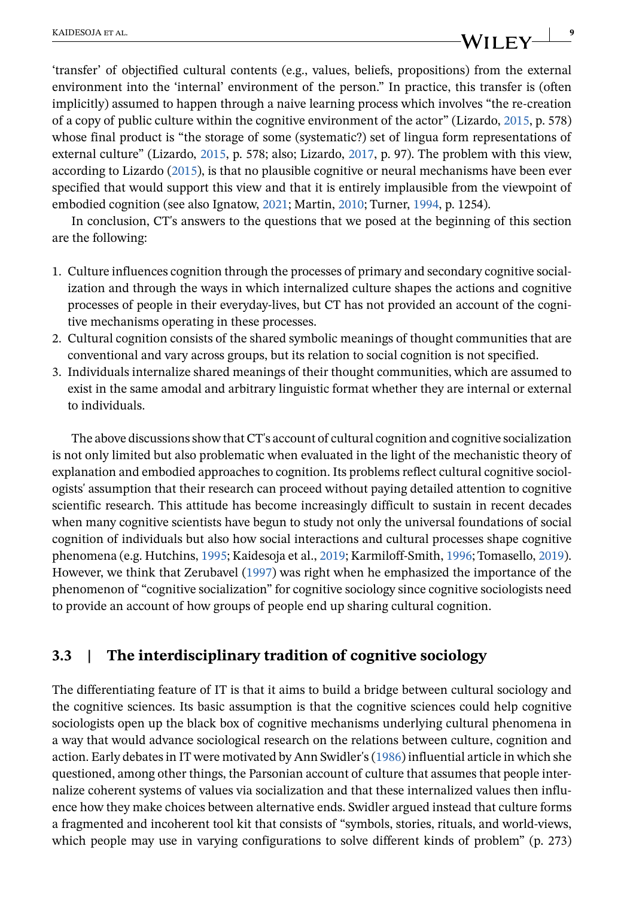'transfer' of objectified cultural contents (e.g., values, beliefs, propositions) from the external environment into the 'internal' environment of the person." In practice, this transfer is (often implicitly) assumed to happen through a naive learning process which involves "the re-creation of a copy of public culture within the cognitive environment of the actor" (Lizardo, 2015, p. 578) whose final product is "the storage of some (systematic?) set of lingua form representations of external culture" (Lizardo, 2015, p. 578; also; Lizardo, 2017, p. 97). The problem with this view, according to Lizardo (2015), is that no plausible cognitive or neural mechanisms have been ever specified that would support this view and that it is entirely implausible from the viewpoint of embodied cognition (see also Ignatow, 2021; Martin, 2010; Turner, 1994, p. 1254).

In conclusion, CT's answers to the questions that we posed at the beginning of this section are the following:

1. Culture influences cognition through the processes of primary and secondary cognitive socialization and through the ways in which internalized culture shapes the actions and cognitive processes of people in their everyday-lives, but CT has not provided an account of the cognitive mechanisms operating in these processes.
2. Cultural cognition consists of the shared symbolic meanings of thought communities that are conventional and vary across groups, but its relation to social cognition is not specified.
3. Individuals internalize shared meanings of their thought communities, which are assumed to exist in the same amodal and arbitrary linguistic format whether they are internal or external to individuals.

The above discussions show that CT's account of cultural cognition and cognitive socialization is not only limited but also problematic when evaluated in the light of the mechanistic theory of explanation and embodied approaches to cognition. Its problems reflect cultural cognitive sociologists' assumption that their research can proceed without paying detailed attention to cognitive scientific research. This attitude has become increasingly difficult to sustain in recent decades when many cognitive scientists have begun to study not only the universal foundations of social cognition of individuals but also how social interactions and cultural processes shape cognitive phenomena (e.g. Hutchins, 1995; Kaidesoja et al., 2019; Karmiloff-Smith, 1996; Tomasello, 2019). However, we think that Zerubavel (1997) was right when he emphasized the importance of the phenomenon of "cognitive socialization" for cognitive sociology since cognitive sociologists need to provide an account of how groups of people end up sharing cultural cognition.

## 3.3 | The interdisciplinary tradition of cognitive sociology

The differentiating feature of IT is that it aims to build a bridge between cultural sociology and the cognitive sciences. Its basic assumption is that the cognitive sciences could help cognitive sociologists open up the black box of cognitive mechanisms underlying cultural phenomena in a way that would advance sociological research on the relations between culture, cognition and action. Early debates in IT were motivated by Ann Swidler's (1986) influential article in which she questioned, among other things, the Parsonian account of culture that assumes that people internalize coherent systems of values via socialization and that these internalized values then influence how they make choices between alternative ends. Swidler argued instead that culture forms a fragmented and incoherent tool kit that consists of "symbols, stories, rituals, and world-views, which people may use in varying configurations to solve different kinds of problem" (p. 273)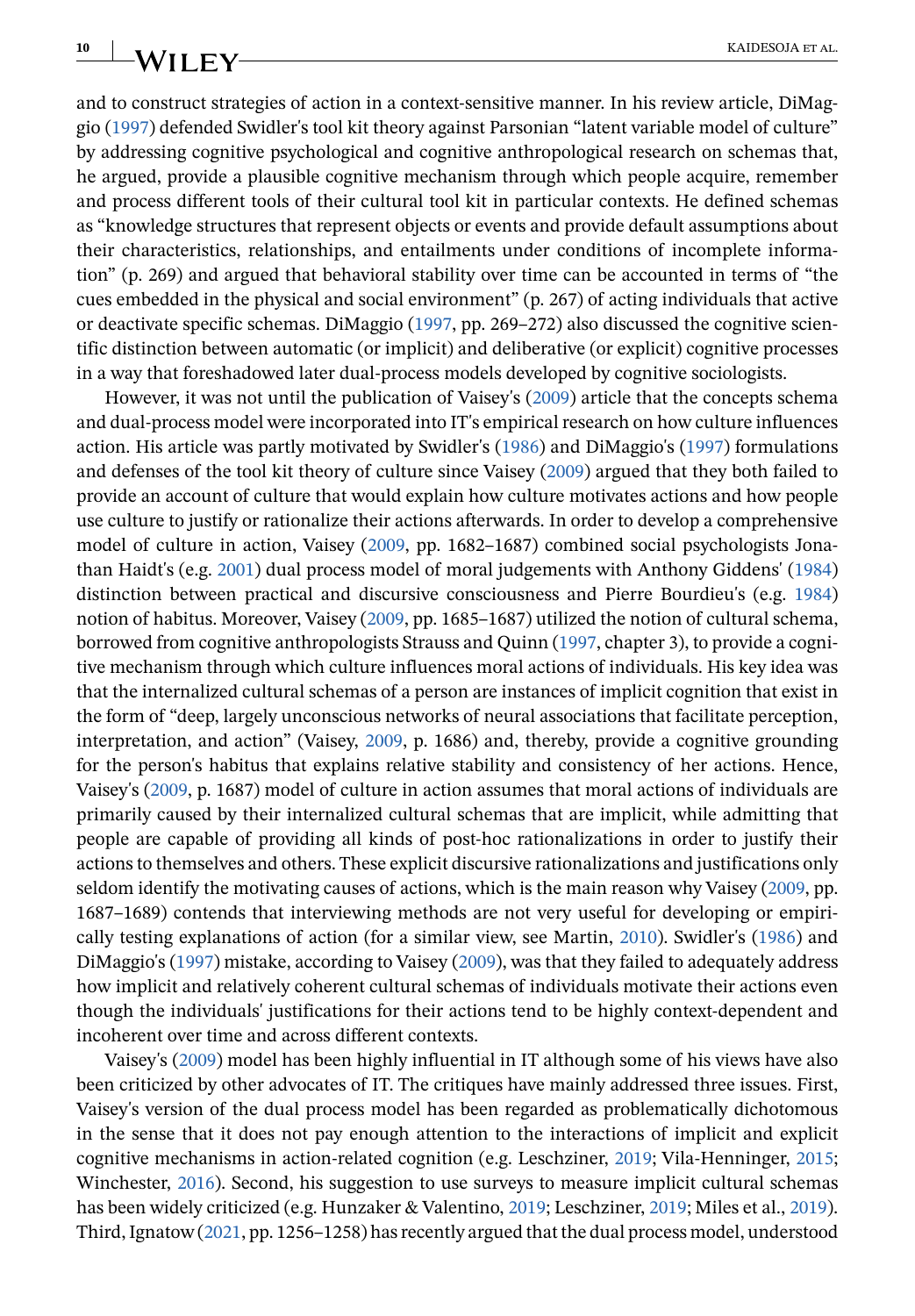and to construct strategies of action in a context-sensitive manner. In his review article, DiMaggio (1997) defended Swidler's tool kit theory against Parsonian "latent variable model of culture" by addressing cognitive psychological and cognitive anthropological research on schemas that, he argued, provide a plausible cognitive mechanism through which people acquire, remember and process different tools of their cultural tool kit in particular contexts. He defined schemas as "knowledge structures that represent objects or events and provide default assumptions about their characteristics, relationships, and entailments under conditions of incomplete information" (p. 269) and argued that behavioral stability over time can be accounted in terms of "the cues embedded in the physical and social environment" (p. 267) of acting individuals that active or deactivate specific schemas. DiMaggio (1997, pp. 269–272) also discussed the cognitive scientific distinction between automatic (or implicit) and deliberative (or explicit) cognitive processes in a way that foreshadowed later dual-process models developed by cognitive sociologists.

However, it was not until the publication of Vaisey's (2009) article that the concepts schema and dual-process model were incorporated into IT's empirical research on how culture influences action. His article was partly motivated by Swidler's (1986) and DiMaggio's (1997) formulations and defenses of the tool kit theory of culture since Vaisey (2009) argued that they both failed to provide an account of culture that would explain how culture motivates actions and how people use culture to justify or rationalize their actions afterwards. In order to develop a comprehensive model of culture in action, Vaisey (2009, pp. 1682–1687) combined social psychologists Jonathan Haidt's (e.g. 2001) dual process model of moral judgements with Anthony Giddens' (1984) distinction between practical and discursive consciousness and Pierre Bourdieu's (e.g. 1984) notion of habitus. Moreover, Vaisey (2009, pp. 1685–1687) utilized the notion of cultural schema, borrowed from cognitive anthropologists Strauss and Quinn (1997, chapter 3), to provide a cognitive mechanism through which culture influences moral actions of individuals. His key idea was that the internalized cultural schemas of a person are instances of implicit cognition that exist in the form of "deep, largely unconscious networks of neural associations that facilitate perception, interpretation, and action" (Vaisey, 2009, p. 1686) and, thereby, provide a cognitive grounding for the person's habitus that explains relative stability and consistency of her actions. Hence, Vaisey's (2009, p. 1687) model of culture in action assumes that moral actions of individuals are primarily caused by their internalized cultural schemas that are implicit, while admitting that people are capable of providing all kinds of post-hoc rationalizations in order to justify their actions to themselves and others. These explicit discursive rationalizations and justifications only seldom identify the motivating causes of actions, which is the main reason why Vaisey (2009, pp. 1687–1689) contends that interviewing methods are not very useful for developing or empirically testing explanations of action (for a similar view, see Martin, 2010). Swidler's (1986) and DiMaggio's (1997) mistake, according to Vaisey (2009), was that they failed to adequately address how implicit and relatively coherent cultural schemas of individuals motivate their actions even though the individuals' justifications for their actions tend to be highly context-dependent and incoherent over time and across different contexts.

Vaisey's (2009) model has been highly influential in IT although some of his views have also been criticized by other advocates of IT. The critiques have mainly addressed three issues. First, Vaisey's version of the dual process model has been regarded as problematically dichotomous in the sense that it does not pay enough attention to the interactions of implicit and explicit cognitive mechanisms in action-related cognition (e.g. Leschziner, 2019; Vila-Henninger, 2015; Winchester, 2016). Second, his suggestion to use surveys to measure implicit cultural schemas has been widely criticized (e.g. Hunzaker & Valentino, 2019; Leschziner, 2019; Miles et al., 2019). Third, Ignatow (2021, pp. 1256–1258) has recently argued that the dual process model, understood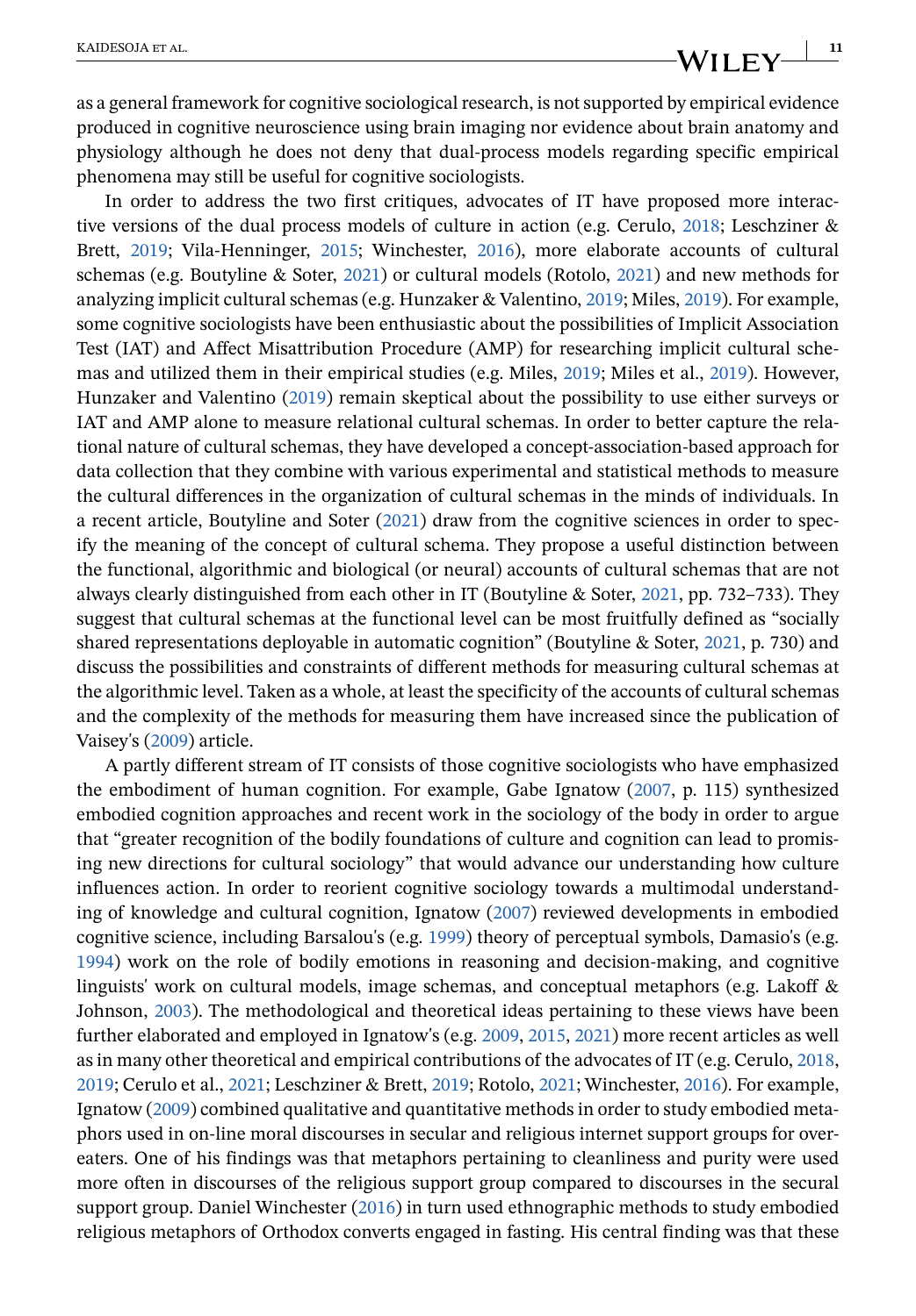as a general framework for cognitive sociological research, is not supported by empirical evidence produced in cognitive neuroscience using brain imaging nor evidence about brain anatomy and physiology although he does not deny that dual-process models regarding specific empirical phenomena may still be useful for cognitive sociologists.

In order to address the two first critiques, advocates of IT have proposed more interactive versions of the dual process models of culture in action (e.g. Cerulo, 2018; Leschziner & Brett, 2019; Vila-Henninger, 2015; Winchester, 2016), more elaborate accounts of cultural schemas (e.g. Boutyline & Soter, 2021) or cultural models (Rotolo, 2021) and new methods for analyzing implicit cultural schemas (e.g. Hunzaker & Valentino, 2019; Miles, 2019). For example, some cognitive sociologists have been enthusiastic about the possibilities of Implicit Association Test (IAT) and Affect Misattribution Procedure (AMP) for researching implicit cultural schemas and utilized them in their empirical studies (e.g. Miles, 2019; Miles et al., 2019). However, Hunzaker and Valentino (2019) remain skeptical about the possibility to use either surveys or IAT and AMP alone to measure relational cultural schemas. In order to better capture the relational nature of cultural schemas, they have developed a concept-association-based approach for data collection that they combine with various experimental and statistical methods to measure the cultural differences in the organization of cultural schemas in the minds of individuals. In a recent article, Boutyline and Soter (2021) draw from the cognitive sciences in order to specify the meaning of the concept of cultural schema. They propose a useful distinction between the functional, algorithmic and biological (or neural) accounts of cultural schemas that are not always clearly distinguished from each other in IT (Boutyline & Soter, 2021, pp. 732–733). They suggest that cultural schemas at the functional level can be most fruitfully defined as "socially shared representations deployable in automatic cognition" (Boutyline & Soter, 2021, p. 730) and discuss the possibilities and constraints of different methods for measuring cultural schemas at the algorithmic level. Taken as a whole, at least the specificity of the accounts of cultural schemas and the complexity of the methods for measuring them have increased since the publication of Vaisey's (2009) article.

A partly different stream of IT consists of those cognitive sociologists who have emphasized the embodiment of human cognition. For example, Gabe Ignatow (2007, p. 115) synthesized embodied cognition approaches and recent work in the sociology of the body in order to argue that "greater recognition of the bodily foundations of culture and cognition can lead to promising new directions for cultural sociology" that would advance our understanding how culture influences action. In order to reorient cognitive sociology towards a multimodal understanding of knowledge and cultural cognition, Ignatow (2007) reviewed developments in embodied cognitive science, including Barsalou's (e.g. 1999) theory of perceptual symbols, Damasio's (e.g. 1994) work on the role of bodily emotions in reasoning and decision-making, and cognitive linguists' work on cultural models, image schemas, and conceptual metaphors (e.g. Lakoff & Johnson, 2003). The methodological and theoretical ideas pertaining to these views have been further elaborated and employed in Ignatow's (e.g. 2009, 2015, 2021) more recent articles as well as in many other theoretical and empirical contributions of the advocates of IT (e.g. Cerulo, 2018, 2019; Cerulo et al., 2021; Leschziner & Brett, 2019; Rotolo, 2021; Winchester, 2016). For example, Ignatow (2009) combined qualitative and quantitative methods in order to study embodied metaphors used in on-line moral discourses in secular and religious internet support groups for overeaters. One of his findings was that metaphors pertaining to cleanliness and purity were used more often in discourses of the religious support group compared to discourses in the secural support group. Daniel Winchester (2016) in turn used ethnographic methods to study embodied religious metaphors of Orthodox converts engaged in fasting. His central finding was that these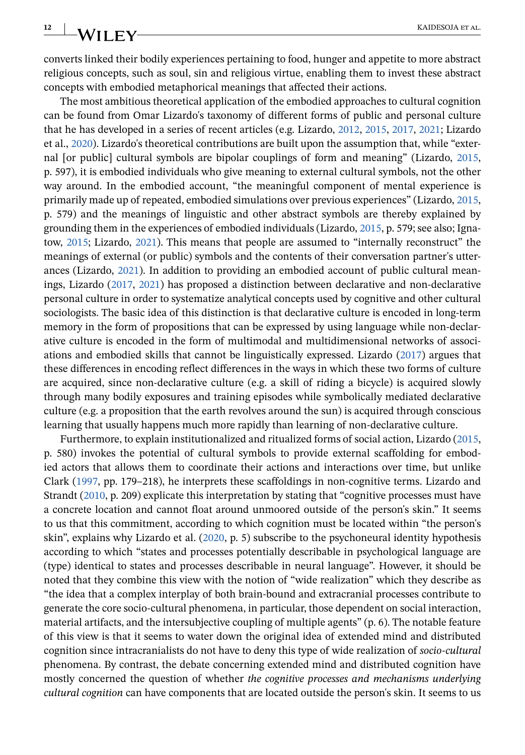converts linked their bodily experiences pertaining to food, hunger and appetite to more abstract religious concepts, such as soul, sin and religious virtue, enabling them to invest these abstract concepts with embodied metaphorical meanings that affected their actions.

The most ambitious theoretical application of the embodied approaches to cultural cognition can be found from Omar Lizardo's taxonomy of different forms of public and personal culture that he has developed in a series of recent articles (e.g. Lizardo, 2012, 2015, 2017, 2021; Lizardo et al., 2020). Lizardo's theoretical contributions are built upon the assumption that, while "external [or public] cultural symbols are bipolar couplings of form and meaning" (Lizardo, 2015, p. 597), it is embodied individuals who give meaning to external cultural symbols, not the other way around. In the embodied account, "the meaningful component of mental experience is primarily made up of repeated, embodied simulations over previous experiences" (Lizardo, 2015, p. 579) and the meanings of linguistic and other abstract symbols are thereby explained by grounding them in the experiences of embodied individuals (Lizardo, 2015, p. 579; see also; Ignatow, 2015; Lizardo, 2021). This means that people are assumed to "internally reconstruct" the meanings of external (or public) symbols and the contents of their conversation partner's utterances (Lizardo, 2021). In addition to providing an embodied account of public cultural meanings, Lizardo (2017, 2021) has proposed a distinction between declarative and non-declarative personal culture in order to systematize analytical concepts used by cognitive and other cultural sociologists. The basic idea of this distinction is that declarative culture is encoded in long-term memory in the form of propositions that can be expressed by using language while non-declarative culture is encoded in the form of multimodal and multidimensional networks of associations and embodied skills that cannot be linguistically expressed. Lizardo (2017) argues that these differences in encoding reflect differences in the ways in which these two forms of culture are acquired, since non-declarative culture (e.g. a skill of riding a bicycle) is acquired slowly through many bodily exposures and training episodes while symbolically mediated declarative culture (e.g. a proposition that the earth revolves around the sun) is acquired through conscious learning that usually happens much more rapidly than learning of non-declarative culture.

Furthermore, to explain institutionalized and ritualized forms of social action, Lizardo (2015, p. 580) invokes the potential of cultural symbols to provide external scaffolding for embodied actors that allows them to coordinate their actions and interactions over time, but unlike Clark (1997, pp. 179–218), he interprets these scaffoldings in non-cognitive terms. Lizardo and Strandt (2010, p. 209) explicate this interpretation by stating that "cognitive processes must have a concrete location and cannot float around unmoored outside of the person's skin." It seems to us that this commitment, according to which cognition must be located within "the person's skin", explains why Lizardo et al. (2020, p. 5) subscribe to the psychoneural identity hypothesis according to which "states and processes potentially describable in psychological language are (type) identical to states and processes describable in neural language". However, it should be noted that they combine this view with the notion of "wide realization" which they describe as "the idea that a complex interplay of both brain-bound and extracranial processes contribute to generate the core socio-cultural phenomena, in particular, those dependent on social interaction, material artifacts, and the intersubjective coupling of multiple agents" (p. 6). The notable feature of this view is that it seems to water down the original idea of extended mind and distributed cognition since intracranialists do not have to deny this type of wide realization of *socio-cultural* phenomena. By contrast, the debate concerning extended mind and distributed cognition have mostly concerned the question of whether *the cognitive processes and mechanisms underlying cultural cognition* can have components that are located outside the person's skin. It seems to us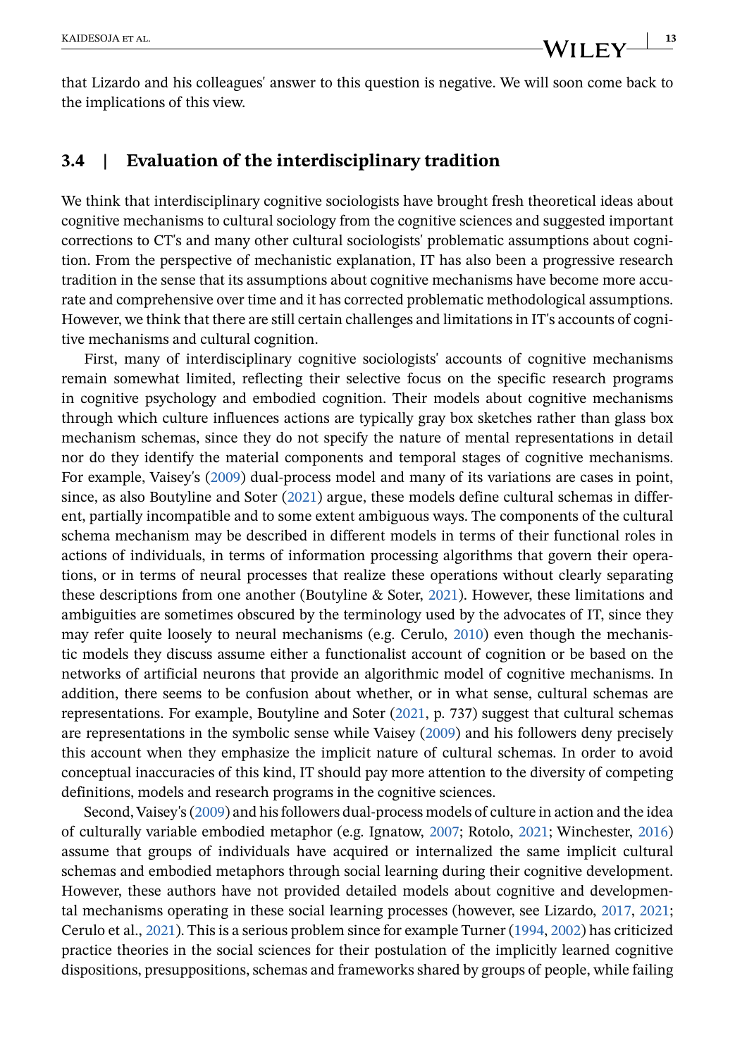that Lizardo and his colleagues' answer to this question is negative. We will soon come back to the implications of this view.

### 3.4 | Evaluation of the interdisciplinary tradition

We think that interdisciplinary cognitive sociologists have brought fresh theoretical ideas about cognitive mechanisms to cultural sociology from the cognitive sciences and suggested important corrections to CT's and many other cultural sociologists' problematic assumptions about cognition. From the perspective of mechanistic explanation, IT has also been a progressive research tradition in the sense that its assumptions about cognitive mechanisms have become more accurate and comprehensive over time and it has corrected problematic methodological assumptions. However, we think that there are still certain challenges and limitations in IT's accounts of cognitive mechanisms and cultural cognition.

First, many of interdisciplinary cognitive sociologists' accounts of cognitive mechanisms remain somewhat limited, reflecting their selective focus on the specific research programs in cognitive psychology and embodied cognition. Their models about cognitive mechanisms through which culture influences actions are typically gray box sketches rather than glass box mechanism schemas, since they do not specify the nature of mental representations in detail nor do they identify the material components and temporal stages of cognitive mechanisms. For example, Vaisey's (2009) dual-process model and many of its variations are cases in point, since, as also Boutyline and Soter (2021) argue, these models define cultural schemas in different, partially incompatible and to some extent ambiguous ways. The components of the cultural schema mechanism may be described in different models in terms of their functional roles in actions of individuals, in terms of information processing algorithms that govern their operations, or in terms of neural processes that realize these operations without clearly separating these descriptions from one another (Boutyline & Soter, 2021). However, these limitations and ambiguities are sometimes obscured by the terminology used by the advocates of IT, since they may refer quite loosely to neural mechanisms (e.g. Cerulo, 2010) even though the mechanistic models they discuss assume either a functionalist account of cognition or be based on the networks of artificial neurons that provide an algorithmic model of cognitive mechanisms. In addition, there seems to be confusion about whether, or in what sense, cultural schemas are representations. For example, Boutyline and Soter (2021, p. 737) suggest that cultural schemas are representations in the symbolic sense while Vaisey (2009) and his followers deny precisely this account when they emphasize the implicit nature of cultural schemas. In order to avoid conceptual inaccuracies of this kind, IT should pay more attention to the diversity of competing definitions, models and research programs in the cognitive sciences.

Second, Vaisey's (2009) and his followers dual-process models of culture in action and the idea of culturally variable embodied metaphor (e.g. Ignatow, 2007; Rotolo, 2021; Winchester, 2016) assume that groups of individuals have acquired or internalized the same implicit cultural schemas and embodied metaphors through social learning during their cognitive development. However, these authors have not provided detailed models about cognitive and developmental mechanisms operating in these social learning processes (however, see Lizardo, 2017, 2021; Cerulo et al., 2021). This is a serious problem since for example Turner (1994, 2002) has criticized practice theories in the social sciences for their postulation of the implicitly learned cognitive dispositions, presuppositions, schemas and frameworks shared by groups of people, while failing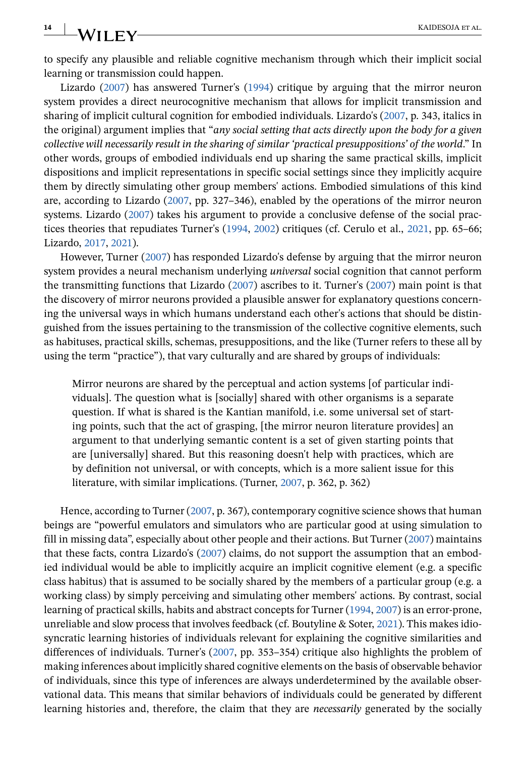to specify any plausible and reliable cognitive mechanism through which their implicit social learning or transmission could happen.

Lizardo (2007) has answered Turner's (1994) critique by arguing that the mirror neuron system provides a direct neurocognitive mechanism that allows for implicit transmission and sharing of implicit cultural cognition for embodied individuals. Lizardo's (2007, p. 343, italics in the original) argument implies that "*any social setting that acts directly upon the body for a given collective will necessarily result in the sharing of similar 'practical presuppositions' of the world*." In other words, groups of embodied individuals end up sharing the same practical skills, implicit dispositions and implicit representations in specific social settings since they implicitly acquire them by directly simulating other group members' actions. Embodied simulations of this kind are, according to Lizardo (2007, pp. 327–346), enabled by the operations of the mirror neuron systems. Lizardo (2007) takes his argument to provide a conclusive defense of the social practices theories that repudiates Turner's (1994, 2002) critiques (cf. Cerulo et al., 2021, pp. 65–66; Lizardo, 2017, 2021).

However, Turner (2007) has responded Lizardo's defense by arguing that the mirror neuron system provides a neural mechanism underlying *universal* social cognition that cannot perform the transmitting functions that Lizardo (2007) ascribes to it. Turner's (2007) main point is that the discovery of mirror neurons provided a plausible answer for explanatory questions concerning the universal ways in which humans understand each other's actions that should be distinguished from the issues pertaining to the transmission of the collective cognitive elements, such as habituses, practical skills, schemas, presuppositions, and the like (Turner refers to these all by using the term "practice"), that vary culturally and are shared by groups of individuals:

> Mirror neurons are shared by the perceptual and action systems [of particular individuals]. The question what is [socially] shared with other organisms is a separate question. If what is shared is the Kantian manifold, i.e. some universal set of starting points, such that the act of grasping, [the mirror neuron literature provides] an argument to that underlying semantic content is a set of given starting points that are [universally] shared. But this reasoning doesn't help with practices, which are by definition not universal, or with concepts, which is a more salient issue for this literature, with similar implications. (Turner, 2007, p. 362, p. 362)

Hence, according to Turner (2007, p. 367), contemporary cognitive science shows that human beings are "powerful emulators and simulators who are particular good at using simulation to fill in missing data", especially about other people and their actions. But Turner (2007) maintains that these facts, contra Lizardo's (2007) claims, do not support the assumption that an embodied individual would be able to implicitly acquire an implicit cognitive element (e.g. a specific class habitus) that is assumed to be socially shared by the members of a particular group (e.g. a working class) by simply perceiving and simulating other members' actions. By contrast, social learning of practical skills, habits and abstract concepts for Turner (1994, 2007) is an error-prone, unreliable and slow process that involves feedback (cf. Boutyline & Soter, 2021). This makes idiosyncratic learning histories of individuals relevant for explaining the cognitive similarities and differences of individuals. Turner's (2007, pp. 353–354) critique also highlights the problem of making inferences about implicitly shared cognitive elements on the basis of observable behavior of individuals, since this type of inferences are always underdetermined by the available observational data. This means that similar behaviors of individuals could be generated by different learning histories and, therefore, the claim that they are *necessarily* generated by the socially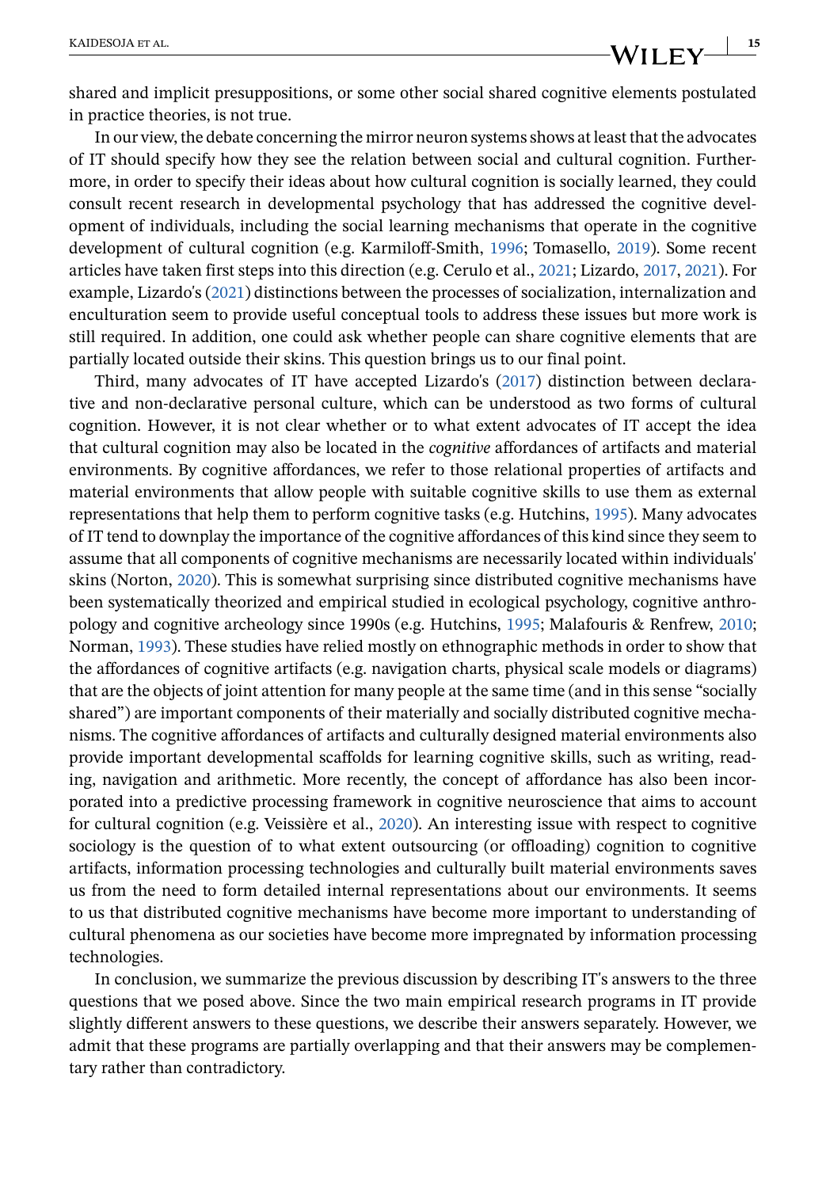shared and implicit presuppositions, or some other social shared cognitive elements postulated in practice theories, is not true.

In our view, the debate concerning the mirror neuron systems shows at least that the advocates of IT should specify how they see the relation between social and cultural cognition. Furthermore, in order to specify their ideas about how cultural cognition is socially learned, they could consult recent research in developmental psychology that has addressed the cognitive development of individuals, including the social learning mechanisms that operate in the cognitive development of cultural cognition (e.g. Karmiloff-Smith, 1996; Tomasello, 2019). Some recent articles have taken first steps into this direction (e.g. Cerulo et al., 2021; Lizardo, 2017, 2021). For example, Lizardo's (2021) distinctions between the processes of socialization, internalization and enculturation seem to provide useful conceptual tools to address these issues but more work is still required. In addition, one could ask whether people can share cognitive elements that are partially located outside their skins. This question brings us to our final point.

Third, many advocates of IT have accepted Lizardo's (2017) distinction between declarative and non-declarative personal culture, which can be understood as two forms of cultural cognition. However, it is not clear whether or to what extent advocates of IT accept the idea that cultural cognition may also be located in the *cognitive* affordances of artifacts and material environments. By cognitive affordances, we refer to those relational properties of artifacts and material environments that allow people with suitable cognitive skills to use them as external representations that help them to perform cognitive tasks (e.g. Hutchins, 1995). Many advocates of IT tend to downplay the importance of the cognitive affordances of this kind since they seem to assume that all components of cognitive mechanisms are necessarily located within individuals' skins (Norton, 2020). This is somewhat surprising since distributed cognitive mechanisms have been systematically theorized and empirical studied in ecological psychology, cognitive anthropology and cognitive archeology since 1990s (e.g. Hutchins, 1995; Malafouris & Renfrew, 2010; Norman, 1993). These studies have relied mostly on ethnographic methods in order to show that the affordances of cognitive artifacts (e.g. navigation charts, physical scale models or diagrams) that are the objects of joint attention for many people at the same time (and in this sense "socially shared") are important components of their materially and socially distributed cognitive mechanisms. The cognitive affordances of artifacts and culturally designed material environments also provide important developmental scaffolds for learning cognitive skills, such as writing, reading, navigation and arithmetic. More recently, the concept of affordance has also been incorporated into a predictive processing framework in cognitive neuroscience that aims to account for cultural cognition (e.g. Veissière et al., 2020). An interesting issue with respect to cognitive sociology is the question of to what extent outsourcing (or offloading) cognition to cognitive artifacts, information processing technologies and culturally built material environments saves us from the need to form detailed internal representations about our environments. It seems to us that distributed cognitive mechanisms have become more important to understanding of cultural phenomena as our societies have become more impregnated by information processing technologies.

In conclusion, we summarize the previous discussion by describing IT's answers to the three questions that we posed above. Since the two main empirical research programs in IT provide slightly different answers to these questions, we describe their answers separately. However, we admit that these programs are partially overlapping and that their answers may be complementary rather than contradictory.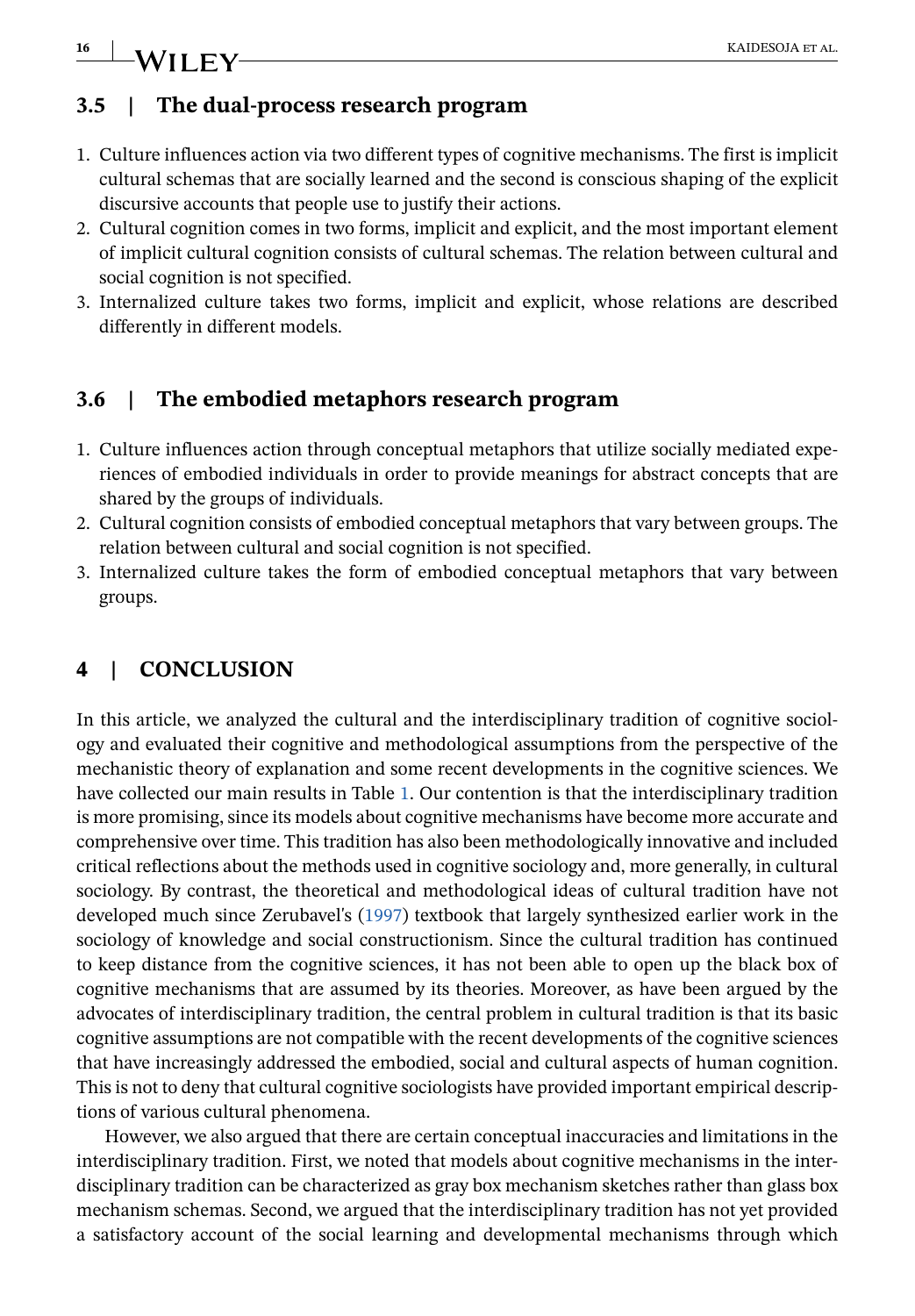### 3.5 | The dual-process research program

1. Culture influences action via two different types of cognitive mechanisms. The first is implicit cultural schemas that are socially learned and the second is conscious shaping of the explicit discursive accounts that people use to justify their actions.
2. Cultural cognition comes in two forms, implicit and explicit, and the most important element of implicit cultural cognition consists of cultural schemas. The relation between cultural and social cognition is not specified.
3. Internalized culture takes two forms, implicit and explicit, whose relations are described differently in different models.

### 3.6 | The embodied metaphors research program

1. Culture influences action through conceptual metaphors that utilize socially mediated experiences of embodied individuals in order to provide meanings for abstract concepts that are shared by the groups of individuals.
2. Cultural cognition consists of embodied conceptual metaphors that vary between groups. The relation between cultural and social cognition is not specified.
3. Internalized culture takes the form of embodied conceptual metaphors that vary between groups.

## 4 | CONCLUSION

In this article, we analyzed the cultural and the interdisciplinary tradition of cognitive sociology and evaluated their cognitive and methodological assumptions from the perspective of the mechanistic theory of explanation and some recent developments in the cognitive sciences. We have collected our main results in Table 1. Our contention is that the interdisciplinary tradition is more promising, since its models about cognitive mechanisms have become more accurate and comprehensive over time. This tradition has also been methodologically innovative and included critical reflections about the methods used in cognitive sociology and, more generally, in cultural sociology. By contrast, the theoretical and methodological ideas of cultural tradition have not developed much since Zerubavel's (1997) textbook that largely synthesized earlier work in the sociology of knowledge and social constructionism. Since the cultural tradition has continued to keep distance from the cognitive sciences, it has not been able to open up the black box of cognitive mechanisms that are assumed by its theories. Moreover, as have been argued by the advocates of interdisciplinary tradition, the central problem in cultural tradition is that its basic cognitive assumptions are not compatible with the recent developments of the cognitive sciences that have increasingly addressed the embodied, social and cultural aspects of human cognition. This is not to deny that cultural cognitive sociologists have provided important empirical descriptions of various cultural phenomena.

However, we also argued that there are certain conceptual inaccuracies and limitations in the interdisciplinary tradition. First, we noted that models about cognitive mechanisms in the interdisciplinary tradition can be characterized as gray box mechanism sketches rather than glass box mechanism schemas. Second, we argued that the interdisciplinary tradition has not yet provided a satisfactory account of the social learning and developmental mechanisms through which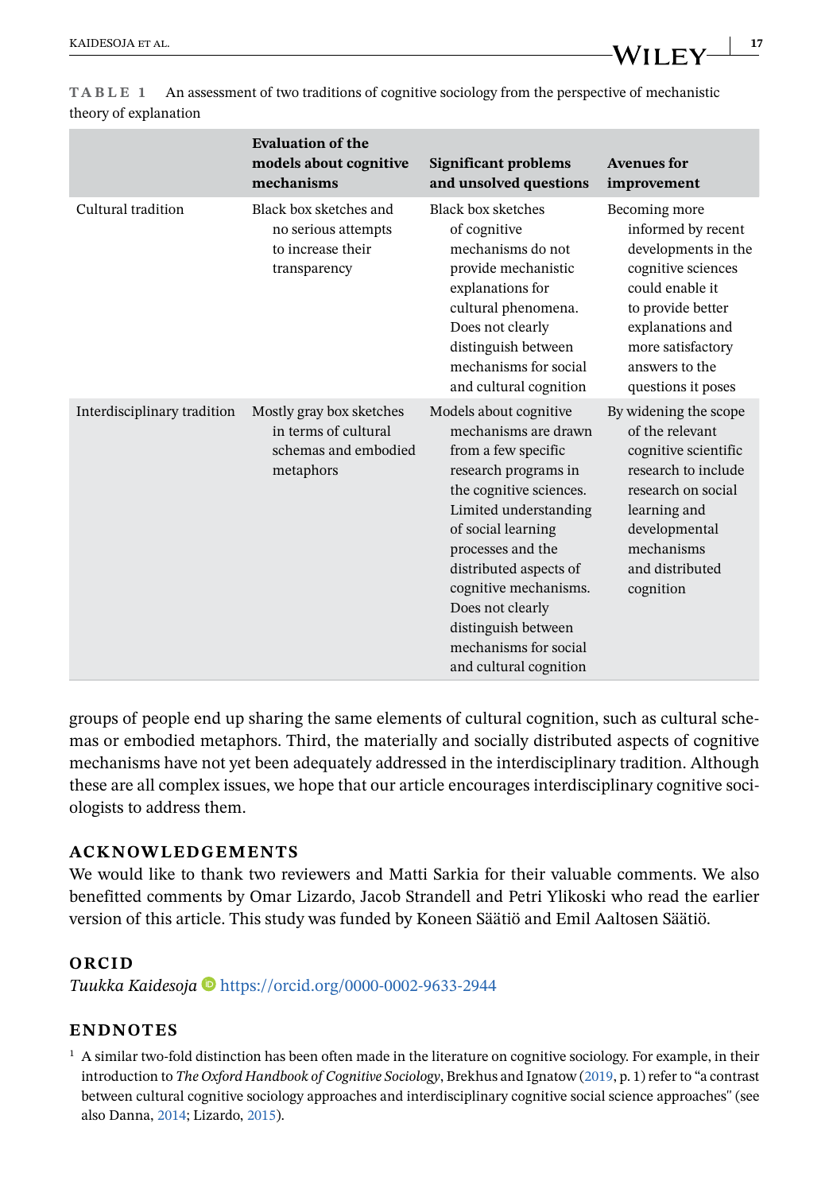**TABLE 1** An assessment of two traditions of cognitive sociology from the perspective of mechanistic theory of explanation

| | Evaluation of the models about cognitive mechanisms | Significant problems and unsolved questions | Avenues for improvement |
|---|---|---|---|
| Cultural tradition | Black box sketches and no serious attempts to increase their transparency | Black box sketches of cognitive mechanisms do not provide mechanistic explanations for cultural phenomena. Does not clearly distinguish between mechanisms for social and cultural cognition | Becoming more informed by recent developments in the cognitive sciences could enable it to provide better explanations and more satisfactory answers to the questions it poses |
| Interdisciplinary tradition | Mostly gray box sketches in terms of cultural schemas and embodied metaphors | Models about cognitive mechanisms are drawn from a few specific research programs in the cognitive sciences. Limited understanding of social learning processes and the distributed aspects of cognitive mechanisms. Does not clearly distinguish between mechanisms for social and cultural cognition | By widening the scope of the relevant cognitive scientific research to include research on social learning and developmental mechanisms and distributed cognition |

groups of people end up sharing the same elements of cultural cognition, such as cultural schemas or embodied metaphors. Third, the materially and socially distributed aspects of cognitive mechanisms have not yet been adequately addressed in the interdisciplinary tradition. Although these are all complex issues, we hope that our article encourages interdisciplinary cognitive sociologists to address them.

## ACKNOWLEDGEMENTS

We would like to thank two reviewers and Matti Sarkia for their valuable comments. We also benefitted comments by Omar Lizardo, Jacob Strandell and Petri Ylikoski who read the earlier version of this article. This study was funded by Koneen Säätiö and Emil Aaltosen Säätiö.

## ORCID

*Tuukka Kaidesoja* https://orcid.org/0000-0002-9633-2944

## ENDNOTES

[1] A similar two-fold distinction has been often made in the literature on cognitive sociology. For example, in their introduction to *The Oxford Handbook of Cognitive Sociology*, Brekhus and Ignatow (2019, p. 1) refer to "a contrast between cultural cognitive sociology approaches and interdisciplinary cognitive social science approaches" (see also Danna, 2014; Lizardo, 2015).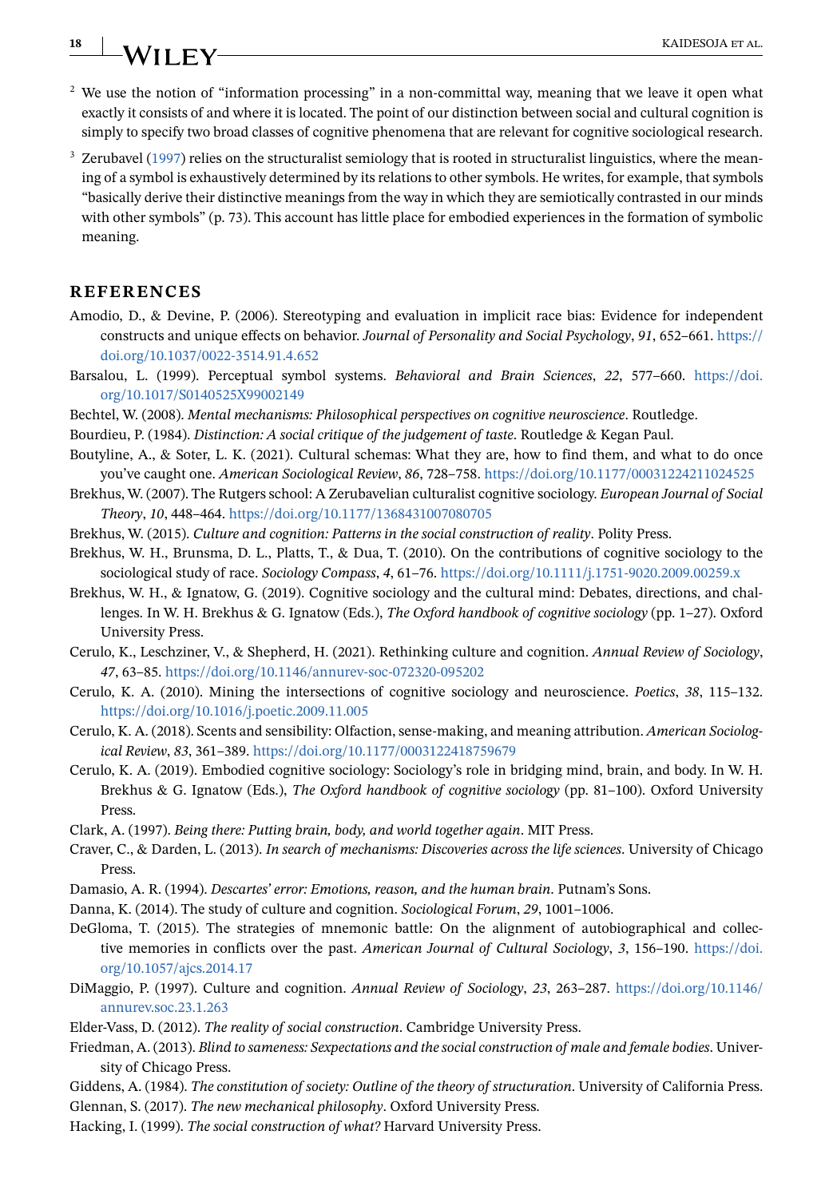[2] We use the notion of "information processing" in a non-committal way, meaning that we leave it open what exactly it consists of and where it is located. The point of our distinction between social and cultural cognition is simply to specify two broad classes of cognitive phenomena that are relevant for cognitive sociological research.

[3] Zerubavel (1997) relies on the structuralist semiology that is rooted in structuralist linguistics, where the meaning of a symbol is exhaustively determined by its relations to other symbols. He writes, for example, that symbols "basically derive their distinctive meanings from the way in which they are semiotically contrasted in our minds with other symbols" (p. 73). This account has little place for embodied experiences in the formation of symbolic meaning.

## REFERENCES

Amodio, D., & Devine, P. (2006). Stereotyping and evaluation in implicit race bias: Evidence for independent constructs and unique effects on behavior. *Journal of Personality and Social Psychology*, *91*, 652–661. https://doi.org/10.1037/0022-3514.91.4.652

Barsalou, L. (1999). Perceptual symbol systems. *Behavioral and Brain Sciences*, *22*, 577–660. https://doi.org/10.1017/S0140525X99002149

Bechtel, W. (2008). *Mental mechanisms: Philosophical perspectives on cognitive neuroscience*. Routledge.

Bourdieu, P. (1984). *Distinction: A social critique of the judgement of taste*. Routledge & Kegan Paul.

Boutyline, A., & Soter, L. K. (2021). Cultural schemas: What they are, how to find them, and what to do once you've caught one. *American Sociological Review*, *86*, 728–758. https://doi.org/10.1177/00031224211024525

Brekhus, W. (2007). The Rutgers school: A Zerubavelian culturalist cognitive sociology. *European Journal of Social Theory*, *10*, 448–464. https://doi.org/10.1177/1368431007080705

Brekhus, W. (2015). *Culture and cognition: Patterns in the social construction of reality*. Polity Press.

Brekhus, W. H., Brunsma, D. L., Platts, T., & Dua, T. (2010). On the contributions of cognitive sociology to the sociological study of race. *Sociology Compass*, *4*, 61–76. https://doi.org/10.1111/j.1751-9020.2009.00259.x

Brekhus, W. H., & Ignatow, G. (2019). Cognitive sociology and the cultural mind: Debates, directions, and challenges. In W. H. Brekhus & G. Ignatow (Eds.), *The Oxford handbook of cognitive sociology* (pp. 1–27). Oxford University Press.

Cerulo, K., Leschziner, V., & Shepherd, H. (2021). Rethinking culture and cognition. *Annual Review of Sociology*, *47*, 63–85. https://doi.org/10.1146/annurev-soc-072320-095202

Cerulo, K. A. (2010). Mining the intersections of cognitive sociology and neuroscience. *Poetics*, *38*, 115–132. https://doi.org/10.1016/j.poetic.2009.11.005

Cerulo, K. A. (2018). Scents and sensibility: Olfaction, sense-making, and meaning attribution. *American Sociological Review*, *83*, 361–389. https://doi.org/10.1177/0003122418759679

Cerulo, K. A. (2019). Embodied cognitive sociology: Sociology's role in bridging mind, brain, and body. In W. H. Brekhus & G. Ignatow (Eds.), *The Oxford handbook of cognitive sociology* (pp. 81–100). Oxford University Press.

Clark, A. (1997). *Being there: Putting brain, body, and world together again*. MIT Press.

Craver, C., & Darden, L. (2013). *In search of mechanisms: Discoveries across the life sciences*. University of Chicago Press.

Damasio, A. R. (1994). *Descartes' error: Emotions, reason, and the human brain*. Putnam's Sons.

Danna, K. (2014). The study of culture and cognition. *Sociological Forum*, *29*, 1001–1006.

DeGloma, T. (2015). The strategies of mnemonic battle: On the alignment of autobiographical and collective memories in conflicts over the past. *American Journal of Cultural Sociology*, *3*, 156–190. https://doi.org/10.1057/ajcs.2014.17

DiMaggio, P. (1997). Culture and cognition. *Annual Review of Sociology*, *23*, 263–287. https://doi.org/10.1146/annurev.soc.23.1.263

Elder-Vass, D. (2012). *The reality of social construction*. Cambridge University Press.

Friedman, A. (2013). *Blind to sameness: Sexpectations and the social construction of male and female bodies*. University of Chicago Press.

Giddens, A. (1984). *The constitution of society: Outline of the theory of structuration*. University of California Press.

Glennan, S. (2017). *The new mechanical philosophy*. Oxford University Press.

Hacking, I. (1999). *The social construction of what?* Harvard University Press.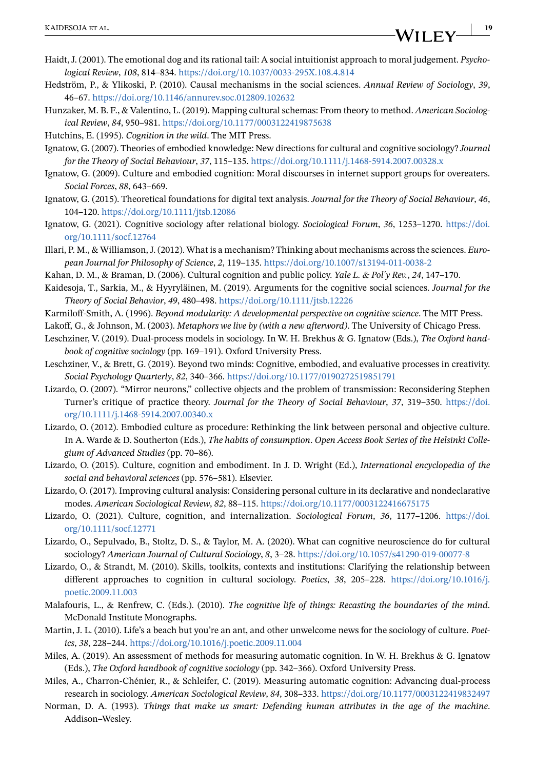Haidt, J. (2001). The emotional dog and its rational tail: A social intuitionist approach to moral judgement. *Psychological Review*, *108*, 814–834. https://doi.org/10.1037/0033-295X.108.4.814

Hedström, P., & Ylikoski, P. (2010). Causal mechanisms in the social sciences. *Annual Review of Sociology*, *39*, 46–67. https://doi.org/10.1146/annurev.soc.012809.102632

Hunzaker, M. B. F., & Valentino, L. (2019). Mapping cultural schemas: From theory to method. *American Sociological Review*, *84*, 950–981. https://doi.org/10.1177/0003122419875638

Hutchins, E. (1995). *Cognition in the wild*. The MIT Press.

Ignatow, G. (2007). Theories of embodied knowledge: New directions for cultural and cognitive sociology? *Journal for the Theory of Social Behaviour*, *37*, 115–135. https://doi.org/10.1111/j.1468-5914.2007.00328.x

Ignatow, G. (2009). Culture and embodied cognition: Moral discourses in internet support groups for overeaters. *Social Forces*, *88*, 643–669.

Ignatow, G. (2015). Theoretical foundations for digital text analysis. *Journal for the Theory of Social Behaviour*, *46*, 104–120. https://doi.org/10.1111/jtsb.12086

Ignatow, G. (2021). Cognitive sociology after relational biology. *Sociological Forum*, *36*, 1253–1270. https://doi.org/10.1111/socf.12764

Illari, P. M., & Williamson, J. (2012). What is a mechanism? Thinking about mechanisms across the sciences. *European Journal for Philosophy of Science*, *2*, 119–135. https://doi.org/10.1007/s13194-011-0038-2

Kahan, D. M., & Braman, D. (2006). Cultural cognition and public policy. *Yale L. & Pol'y Rev.*, *24*, 147–170.

Kaidesoja, T., Sarkia, M., & Hyyryläinen, M. (2019). Arguments for the cognitive social sciences. *Journal for the Theory of Social Behavior*, *49*, 480–498. https://doi.org/10.1111/jtsb.12226

Karmiloff-Smith, A. (1996). *Beyond modularity: A developmental perspective on cognitive science*. The MIT Press.

Lakoff, G., & Johnson, M. (2003). *Metaphors we live by (with a new afterword)*. The University of Chicago Press.

Leschziner, V. (2019). Dual-process models in sociology. In W. H. Brekhus & G. Ignatow (Eds.), *The Oxford handbook of cognitive sociology* (pp. 169–191). Oxford University Press.

Leschziner, V., & Brett, G. (2019). Beyond two minds: Cognitive, embodied, and evaluative processes in creativity. *Social Psychology Quarterly*, *82*, 340–366. https://doi.org/10.1177/0190272519851791

Lizardo, O. (2007). "Mirror neurons," collective objects and the problem of transmission: Reconsidering Stephen Turner's critique of practice theory. *Journal for the Theory of Social Behaviour*, *37*, 319–350. https://doi.org/10.1111/j.1468-5914.2007.00340.x

Lizardo, O. (2012). Embodied culture as procedure: Rethinking the link between personal and objective culture. In A. Warde & D. Southerton (Eds.), *The habits of consumption*. *Open Access Book Series of the Helsinki Collegium of Advanced Studies* (pp. 70–86).

Lizardo, O. (2015). Culture, cognition and embodiment. In J. D. Wright (Ed.), *International encyclopedia of the social and behavioral sciences* (pp. 576–581). Elsevier.

Lizardo, O. (2017). Improving cultural analysis: Considering personal culture in its declarative and nondeclarative modes. *American Sociological Review*, *82*, 88–115. https://doi.org/10.1177/0003122416675175

Lizardo, O. (2021). Culture, cognition, and internalization. *Sociological Forum*, *36*, 1177–1206. https://doi.org/10.1111/socf.12771

Lizardo, O., Sepulvado, B., Stoltz, D. S., & Taylor, M. A. (2020). What can cognitive neuroscience do for cultural sociology? *American Journal of Cultural Sociology*, *8*, 3–28. https://doi.org/10.1057/s41290-019-00077-8

Lizardo, O., & Strandt, M. (2010). Skills, toolkits, contexts and institutions: Clarifying the relationship between different approaches to cognition in cultural sociology. *Poetics*, *38*, 205–228. https://doi.org/10.1016/j.poetic.2009.11.003

Malafouris, L., & Renfrew, C. (Eds.). (2010). *The cognitive life of things: Recasting the boundaries of the mind*. McDonald Institute Monographs.

Martin, J. L. (2010). Life's a beach but you're an ant, and other unwelcome news for the sociology of culture. *Poetics*, *38*, 228–244. https://doi.org/10.1016/j.poetic.2009.11.004

Miles, A. (2019). An assessment of methods for measuring automatic cognition. In W. H. Brekhus & G. Ignatow (Eds.), *The Oxford handbook of cognitive sociology* (pp. 342–366). Oxford University Press.

Miles, A., Charron-Chénier, R., & Schleifer, C. (2019). Measuring automatic cognition: Advancing dual-process research in sociology. *American Sociological Review*, *84*, 308–333. https://doi.org/10.1177/0003122419832497

Norman, D. A. (1993). *Things that make us smart: Defending human attributes in the age of the machine*. Addison–Wesley.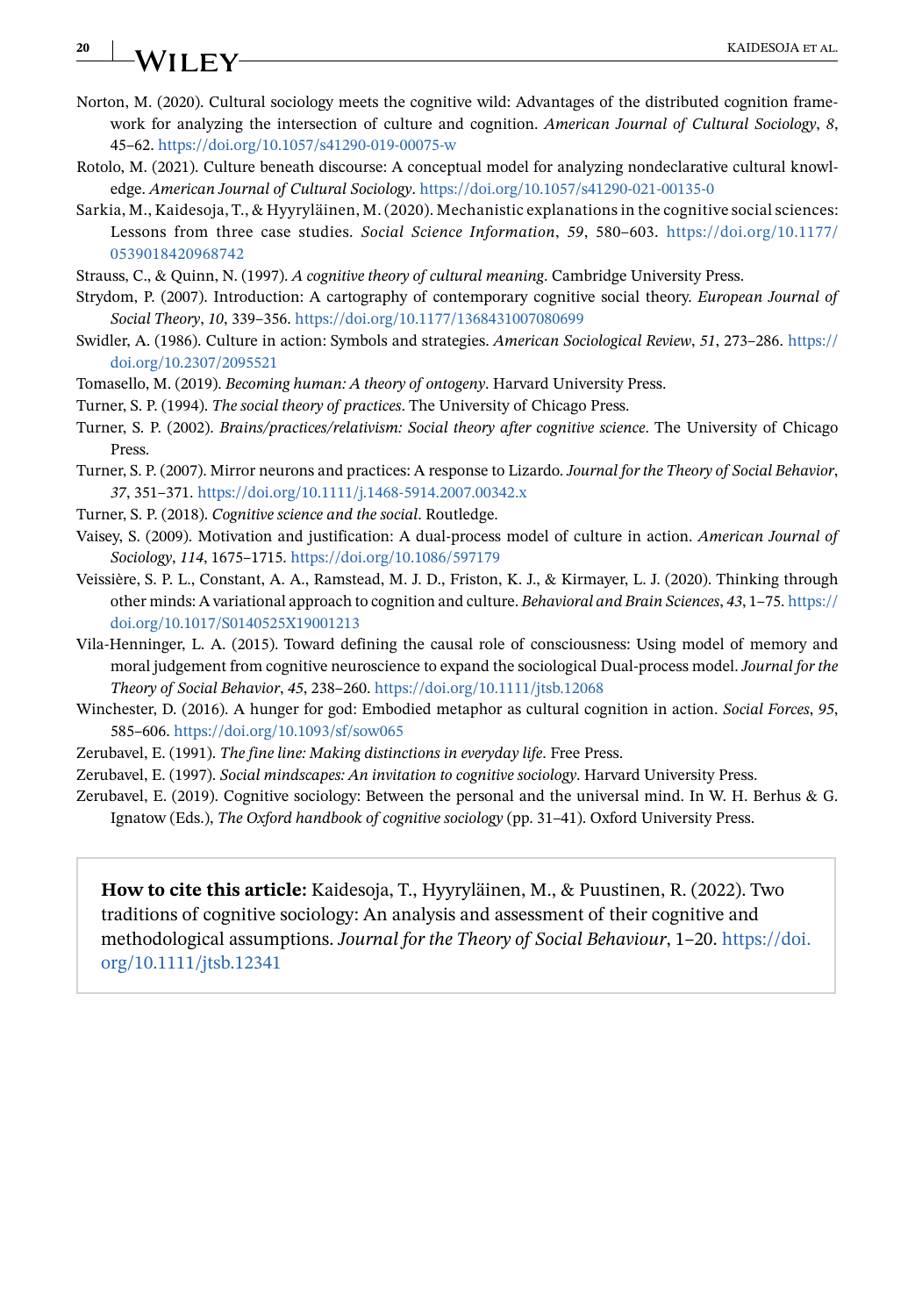Norton, M. (2020). Cultural sociology meets the cognitive wild: Advantages of the distributed cognition framework for analyzing the intersection of culture and cognition. *American Journal of Cultural Sociology*, *8*, 45–62. https://doi.org/10.1057/s41290-019-00075-w

Rotolo, M. (2021). Culture beneath discourse: A conceptual model for analyzing nondeclarative cultural knowledge. *American Journal of Cultural Sociology*. https://doi.org/10.1057/s41290-021-00135-0

Sarkia, M., Kaidesoja, T., & Hyyryläinen, M. (2020). Mechanistic explanations in the cognitive social sciences: Lessons from three case studies. *Social Science Information*, *59*, 580–603. https://doi.org/10.1177/0539018420968742

Strauss, C., & Quinn, N. (1997). *A cognitive theory of cultural meaning*. Cambridge University Press.

Strydom, P. (2007). Introduction: A cartography of contemporary cognitive social theory. *European Journal of Social Theory*, *10*, 339–356. https://doi.org/10.1177/1368431007080699

Swidler, A. (1986). Culture in action: Symbols and strategies. *American Sociological Review*, *51*, 273–286. https://doi.org/10.2307/2095521

Tomasello, M. (2019). *Becoming human: A theory of ontogeny*. Harvard University Press.

Turner, S. P. (1994). *The social theory of practices*. The University of Chicago Press.

Turner, S. P. (2002). *Brains/practices/relativism: Social theory after cognitive science*. The University of Chicago Press.

Turner, S. P. (2007). Mirror neurons and practices: A response to Lizardo. *Journal for the Theory of Social Behavior*, *37*, 351–371. https://doi.org/10.1111/j.1468-5914.2007.00342.x

Turner, S. P. (2018). *Cognitive science and the social*. Routledge.

Vaisey, S. (2009). Motivation and justification: A dual-process model of culture in action. *American Journal of Sociology*, *114*, 1675–1715. https://doi.org/10.1086/597179

Veissière, S. P. L., Constant, A. A., Ramstead, M. J. D., Friston, K. J., & Kirmayer, L. J. (2020). Thinking through other minds: A variational approach to cognition and culture. *Behavioral and Brain Sciences*, *43*, 1–75. https://doi.org/10.1017/S0140525X19001213

Vila-Henninger, L. A. (2015). Toward defining the causal role of consciousness: Using model of memory and moral judgement from cognitive neuroscience to expand the sociological Dual-process model. *Journal for the Theory of Social Behavior*, *45*, 238–260. https://doi.org/10.1111/jtsb.12068

Winchester, D. (2016). A hunger for god: Embodied metaphor as cultural cognition in action. *Social Forces*, *95*, 585–606. https://doi.org/10.1093/sf/sow065

Zerubavel, E. (1991). *The fine line: Making distinctions in everyday life*. Free Press.

Zerubavel, E. (1997). *Social mindscapes: An invitation to cognitive sociology*. Harvard University Press.

Zerubavel, E. (2019). Cognitive sociology: Between the personal and the universal mind. In W. H. Berhus & G. Ignatow (Eds.), *The Oxford handbook of cognitive sociology* (pp. 31–41). Oxford University Press.

**How to cite this article:** Kaidesoja, T., Hyyryläinen, M., & Puustinen, R. (2022). Two traditions of cognitive sociology: An analysis and assessment of their cognitive and methodological assumptions. *Journal for the Theory of Social Behaviour*, 1–20. https://doi.org/10.1111/jtsb.12341